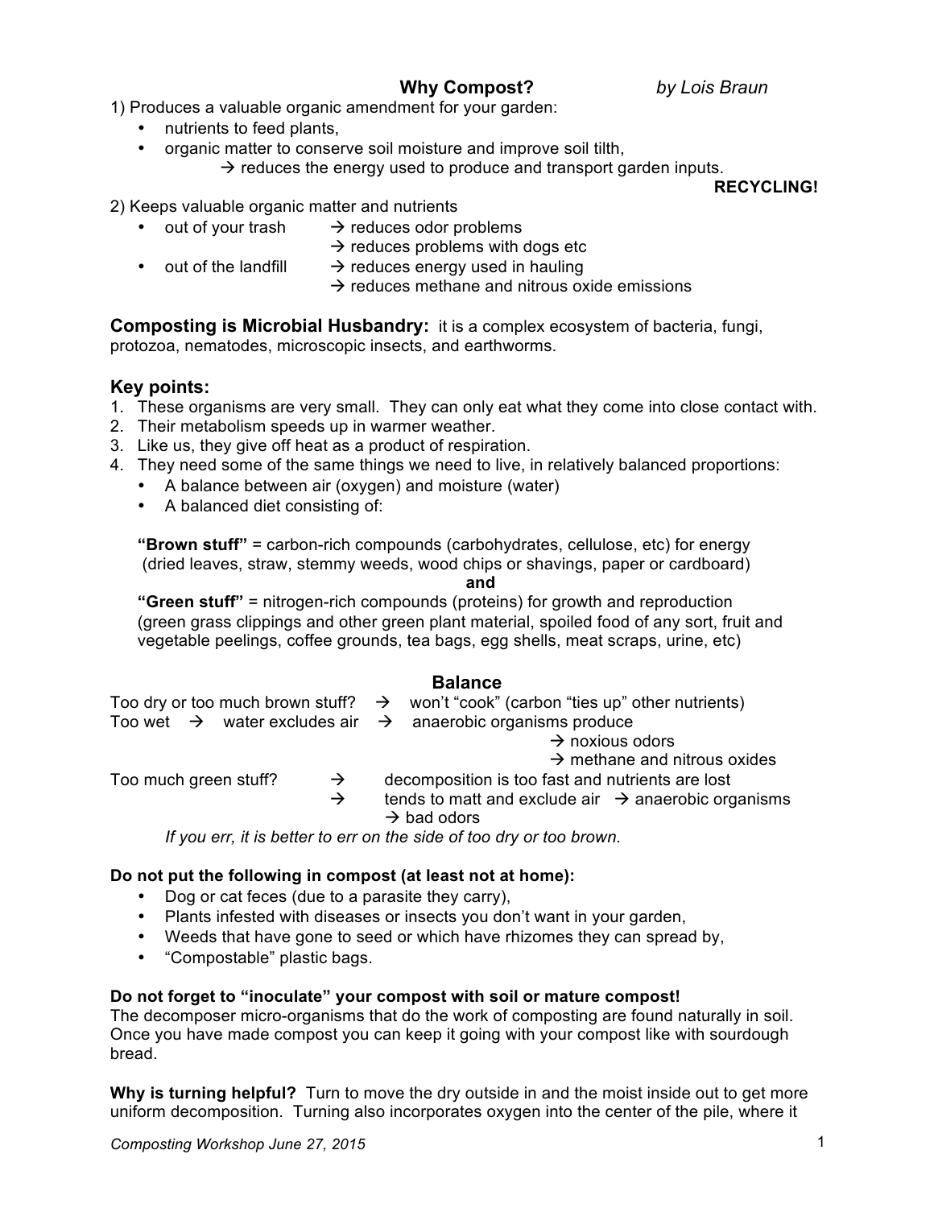# Why Compost? *by Lois Braun*

1) Produces a valuable organic amendment for your garden:

- nutrients to feed plants,
- organic matter to conserve soil moisture and improve soil tilth,
  - → reduces the energy used to produce and transport garden inputs.

**RECYCLING!**

2) Keeps valuable organic matter and nutrients

- out of your trash → reduces odor problems
  - → reduces problems with dogs etc
- out of the landfill → reduces energy used in hauling
  - → reduces methane and nitrous oxide emissions

**Composting is Microbial Husbandry:** it is a complex ecosystem of bacteria, fungi, protozoa, nematodes, microscopic insects, and earthworms.

## Key points:

1. These organisms are very small. They can only eat what they come into close contact with.
2. Their metabolism speeds up in warmer weather.
3. Like us, they give off heat as a product of respiration.
4. They need some of the same things we need to live, in relatively balanced proportions:
   - A balance between air (oxygen) and moisture (water)
   - A balanced diet consisting of:

   **"Brown stuff"** = carbon-rich compounds (carbohydrates, cellulose, etc) for energy (dried leaves, straw, stemmy weeds, wood chips or shavings, paper or cardboard)

   **and**

   **"Green stuff"** = nitrogen-rich compounds (proteins) for growth and reproduction (green grass clippings and other green plant material, spoiled food of any sort, fruit and vegetable peelings, coffee grounds, tea bags, egg shells, meat scraps, urine, etc)

## Balance

Too dry or too much brown stuff? → won't "cook" (carbon "ties up" other nutrients)

Too wet → water excludes air → anaerobic organisms produce
- → noxious odors
- → methane and nitrous oxides

Too much green stuff? → decomposition is too fast and nutrients are lost
- → tends to matt and exclude air → anaerobic organisms
  - → bad odors

*If you err, it is better to err on the side of too dry or too brown.*

**Do not put the following in compost (at least not at home):**

- Dog or cat feces (due to a parasite they carry),
- Plants infested with diseases or insects you don't want in your garden,
- Weeds that have gone to seed or which have rhizomes they can spread by,
- "Compostable" plastic bags.

**Do not forget to "inoculate" your compost with soil or mature compost!**
The decomposer micro-organisms that do the work of composting are found naturally in soil. Once you have made compost you can keep it going with your compost like with sourdough bread.

**Why is turning helpful?** Turn to move the dry outside in and the moist inside out to get more uniform decomposition. Turning also incorporates oxygen into the center of the pile, where it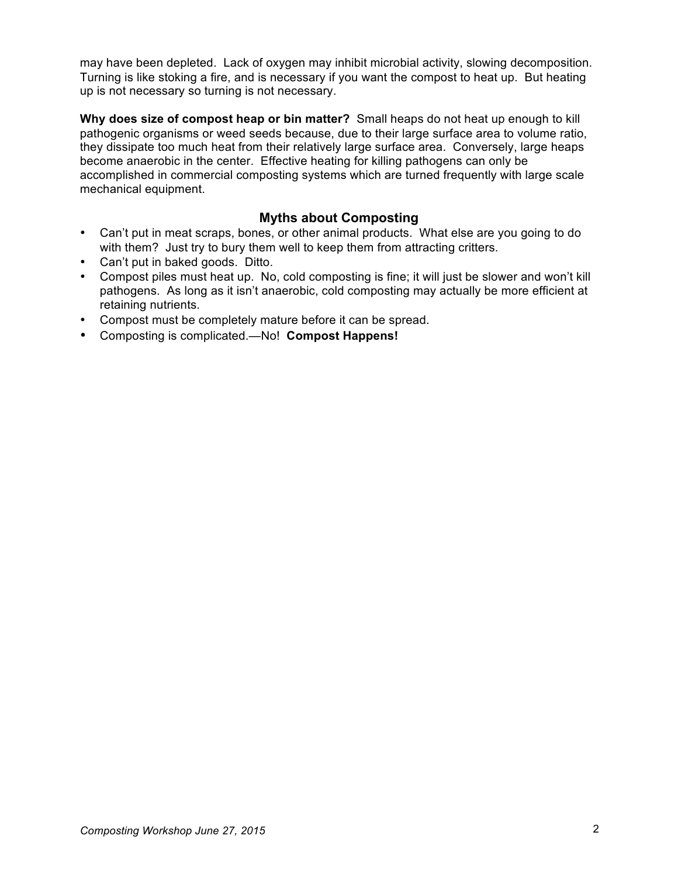may have been depleted. Lack of oxygen may inhibit microbial activity, slowing decomposition. Turning is like stoking a fire, and is necessary if you want the compost to heat up. But heating up is not necessary so turning is not necessary.

**Why does size of compost heap or bin matter?** Small heaps do not heat up enough to kill pathogenic organisms or weed seeds because, due to their large surface area to volume ratio, they dissipate too much heat from their relatively large surface area. Conversely, large heaps become anaerobic in the center. Effective heating for killing pathogens can only be accomplished in commercial composting systems which are turned frequently with large scale mechanical equipment.

## Myths about Composting

- Can't put in meat scraps, bones, or other animal products. What else are you going to do with them? Just try to bury them well to keep them from attracting critters.
- Can't put in baked goods. Ditto.
- Compost piles must heat up. No, cold composting is fine; it will just be slower and won't kill pathogens. As long as it isn't anaerobic, cold composting may actually be more efficient at retaining nutrients.
- Compost must be completely mature before it can be spread.
- Composting is complicated.—No! **Compost Happens!**